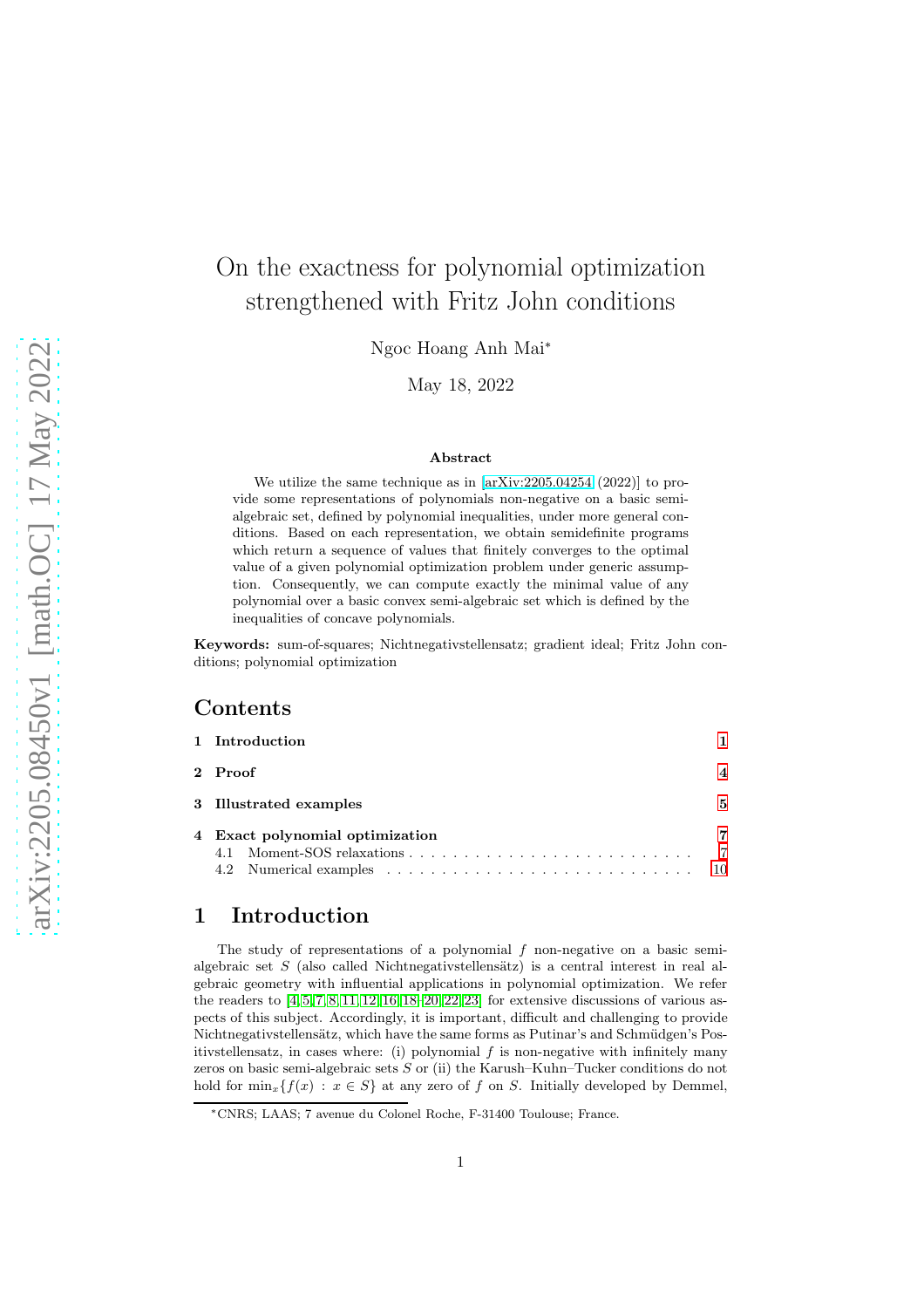# On the exactness for polynomial optimization strengthened with Fritz John conditions

Ngoc Hoang Anh Mai*

May 18, 2022

### Abstract

We utilize the same technique as in [arXiv:2205.04254 (2022)] to provide some representations of polynomials non-negative on a basic semi-algebraic set, defined by polynomial inequalities, under more general conditions. Based on each representation, we obtain semidefinite programs which return a sequence of values that finitely converges to the optimal value of a given polynomial optimization problem under generic assumption. Consequently, we can compute exactly the minimal value of any polynomial over a basic convex semi-algebraic set which is defined by the inequalities of concave polynomials.

**Keywords:** sum-of-squares; Nichtnegativstellensatz; gradient ideal; Fritz John conditions; polynomial optimization

## Contents

1 Introduction 1

2 Proof 4

3 Illustrated examples 5

4 Exact polynomial optimization 7
- 4.1 Moment-SOS relaxations 7
- 4.2 Numerical examples 10

## 1 Introduction

The study of representations of a polynomial $f$ non-negative on a basic semi-algebraic set $S$ (also called Nichtnegativstellensätz) is a central interest in real algebraic geometry with influential applications in polynomial optimization. We refer the readers to [4, 5, 7, 8, 11, 12, 16, 18–20, 22, 23] for extensive discussions of various aspects of this subject. Accordingly, it is important, difficult and challenging to provide Nichtnegativstellensätz, which have the same forms as Putinar's and Schmüdgen's Positivstellensatz, in cases where: (i) polynomial $f$ is non-negative with infinitely many zeros on basic semi-algebraic sets $S$ or (ii) the Karush–Kuhn–Tucker conditions do not hold for $\min_x\{f(x) : x \in S\}$ at any zero of $f$ on $S$. Initially developed by Demmel,

*CNRS; LAAS; 7 avenue du Colonel Roche, F-31400 Toulouse; France.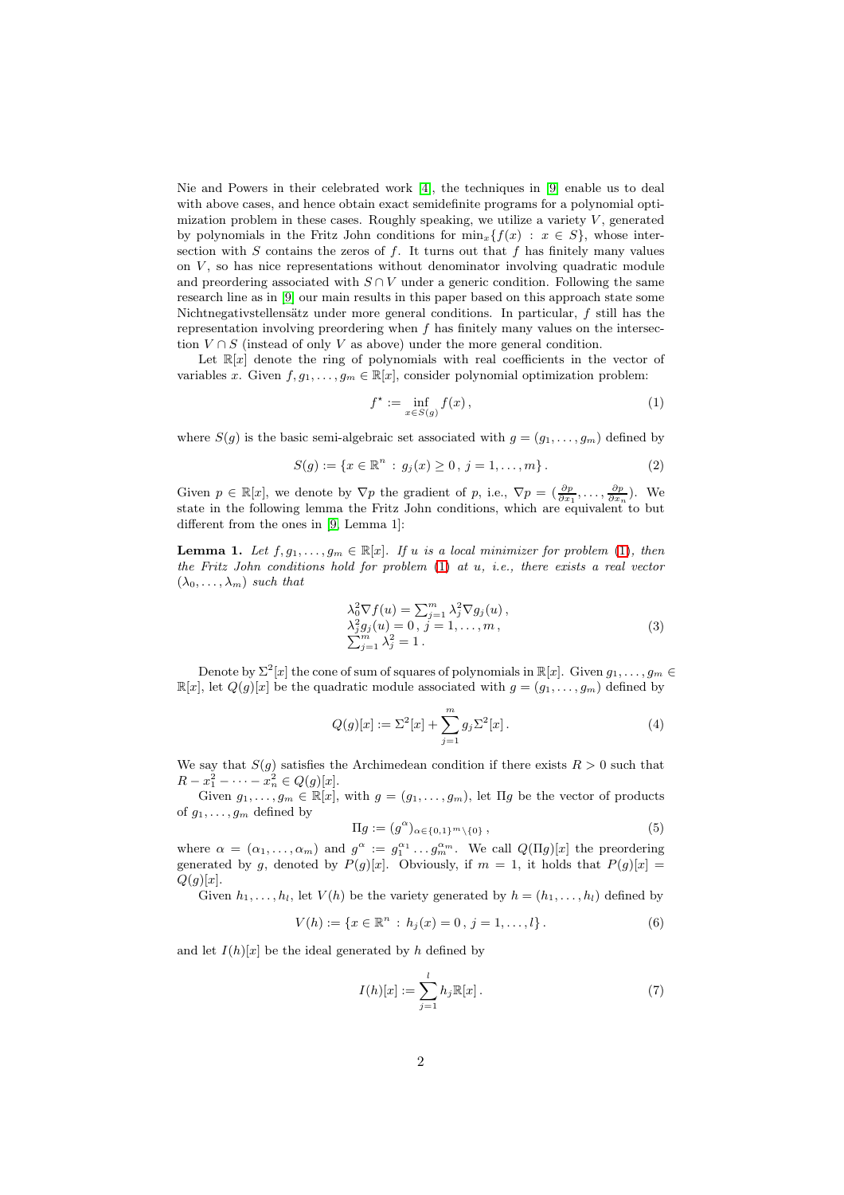Nie and Powers in their celebrated work [4], the techniques in [9] enable us to deal with above cases, and hence obtain exact semidefinite programs for a polynomial optimization problem in these cases. Roughly speaking, we utilize a variety $V$, generated by polynomials in the Fritz John conditions for $\min_x\{f(x) : x \in S\}$, whose intersection with $S$ contains the zeros of $f$. It turns out that $f$ has finitely many values on $V$, so has nice representations without denominator involving quadratic module and preordering associated with $S \cap V$ under a generic condition. Following the same research line as in [9] our main results in this paper based on this approach state some Nichtnegativstellensätz under more general conditions. In particular, $f$ still has the representation involving preordering when $f$ has finitely many values on the intersection $V \cap S$ (instead of only $V$ as above) under the more general condition.

Let $\mathbb{R}[x]$ denote the ring of polynomials with real coefficients in the vector of variables $x$. Given $f, g_1, \ldots, g_m \in \mathbb{R}[x]$, consider polynomial optimization problem:

$$f^\star := \inf_{x \in S(g)} f(x)\,, \tag{1}$$

where $S(g)$ is the basic semi-algebraic set associated with $g = (g_1, \ldots, g_m)$ defined by

$$S(g) := \{x \in \mathbb{R}^n \,:\, g_j(x) \geq 0\,,\, j = 1, \ldots, m\}\,. \tag{2}$$

Given $p \in \mathbb{R}[x]$, we denote by $\nabla p$ the gradient of $p$, i.e., $\nabla p = (\frac{\partial p}{\partial x_1}, \ldots, \frac{\partial p}{\partial x_n})$. We state in the following lemma the Fritz John conditions, which are equivalent to but different from the ones in [9, Lemma 1]:

**Lemma 1.** *Let $f, g_1, \ldots, g_m \in \mathbb{R}[x]$. If $u$ is a local minimizer for problem (1), then the Fritz John conditions hold for problem (1) at $u$, i.e., there exists a real vector $(\lambda_0, \ldots, \lambda_m)$ such that*

$$\begin{array}{l} \lambda_0^2 \nabla f(u) = \sum_{j=1}^m \lambda_j^2 \nabla g_j(u)\,, \\ \lambda_j^2 g_j(u) = 0\,,\, j = 1, \ldots, m\,, \\ \sum_{j=1}^m \lambda_j^2 = 1\,. \end{array} \tag{3}$$

Denote by $\Sigma^2[x]$ the cone of sum of squares of polynomials in $\mathbb{R}[x]$. Given $g_1, \ldots, g_m \in \mathbb{R}[x]$, let $Q(g)[x]$ be the quadratic module associated with $g = (g_1, \ldots, g_m)$ defined by

$$Q(g)[x] := \Sigma^2[x] + \sum_{j=1}^m g_j \Sigma^2[x]\,. \tag{4}$$

We say that $S(g)$ satisfies the Archimedean condition if there exists $R > 0$ such that $R - x_1^2 - \cdots - x_n^2 \in Q(g)[x]$.

Given $g_1, \ldots, g_m \in \mathbb{R}[x]$, with $g = (g_1, \ldots, g_m)$, let $\Pi g$ be the vector of products of $g_1, \ldots, g_m$ defined by

$$\Pi g := (g^\alpha)_{\alpha \in \{0,1\}^m \setminus \{0\}}\,, \tag{5}$$

where $\alpha = (\alpha_1, \ldots, \alpha_m)$ and $g^\alpha := g_1^{\alpha_1} \ldots g_m^{\alpha_m}$. We call $Q(\Pi g)[x]$ the preordering generated by $g$, denoted by $P(g)[x]$. Obviously, if $m = 1$, it holds that $P(g)[x] = Q(g)[x]$.

Given $h_1, \ldots, h_l$, let $V(h)$ be the variety generated by $h = (h_1, \ldots, h_l)$ defined by

$$V(h) := \{x \in \mathbb{R}^n \,:\, h_j(x) = 0\,,\, j = 1, \ldots, l\}\,. \tag{6}$$

and let $I(h)[x]$ be the ideal generated by $h$ defined by

$$I(h)[x] := \sum_{j=1}^l h_j \mathbb{R}[x]\,. \tag{7}$$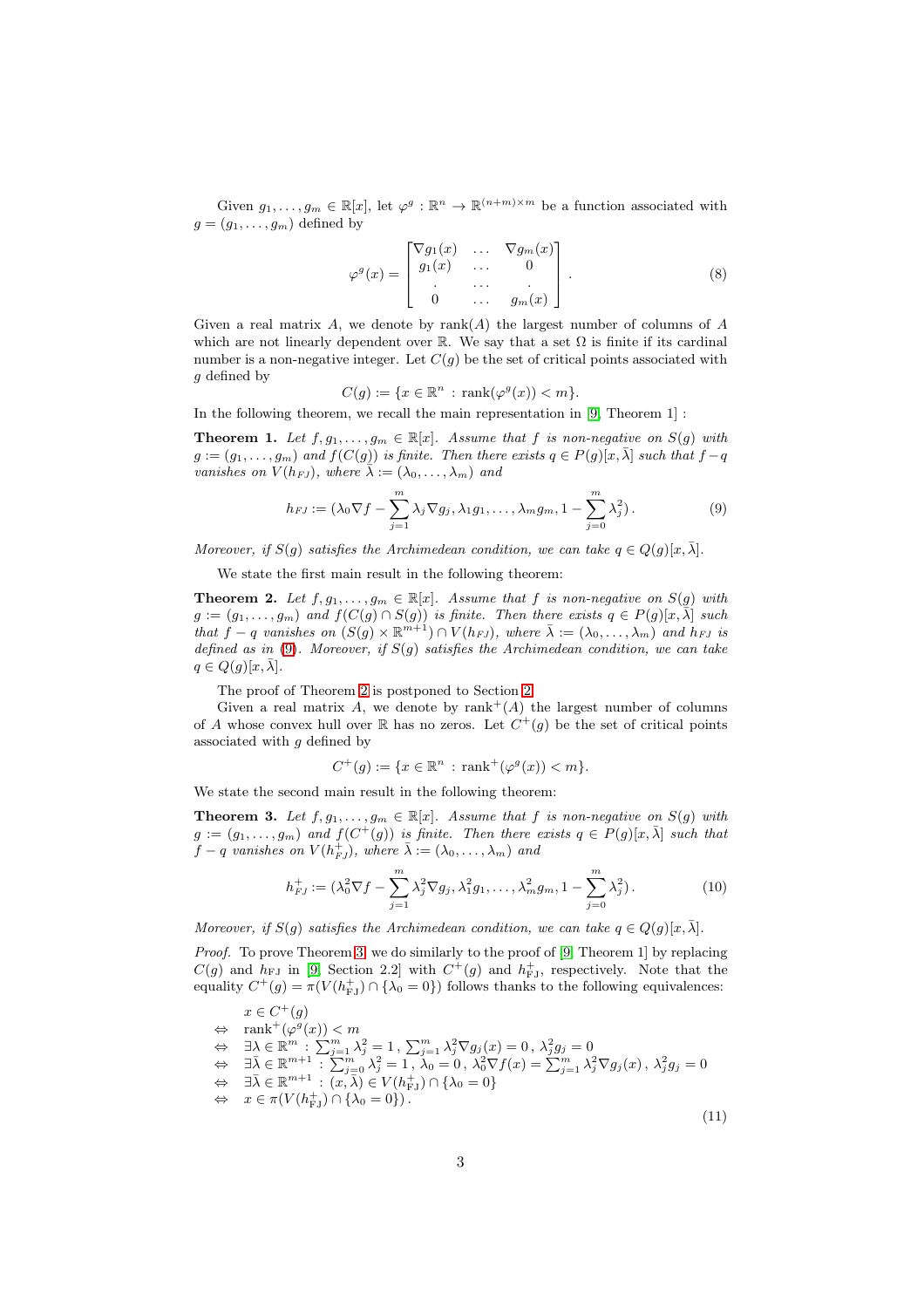Given $g_1,\dots,g_m \in \mathbb{R}[x]$, let $\varphi^g : \mathbb{R}^n \to \mathbb{R}^{(n+m)\times m}$ be a function associated with $g = (g_1,\dots,g_m)$ defined by

$$\varphi^g(x) = \begin{bmatrix} \nabla g_1(x) & \dots & \nabla g_m(x) \\ g_1(x) & \dots & 0 \\ . & \dots & . \\ 0 & \dots & g_m(x) \end{bmatrix}. \tag{8}$$

Given a real matrix $A$, we denote by $\text{rank}(A)$ the largest number of columns of $A$ which are not linearly dependent over $\mathbb{R}$. We say that a set $\Omega$ is finite if its cardinal number is a non-negative integer. Let $C(g)$ be the set of critical points associated with $g$ defined by

$$C(g) := \{x \in \mathbb{R}^n \,:\, \text{rank}(\varphi^g(x)) < m\}.$$

In the following theorem, we recall the main representation in [9, Theorem 1] :

**Theorem 1.** *Let $f, g_1, \dots, g_m \in \mathbb{R}[x]$. Assume that $f$ is non-negative on $S(g)$ with $g := (g_1,\dots,g_m)$ and $f(C(g))$ is finite. Then there exists $q \in P(g)[x,\bar\lambda]$ such that $f - q$ vanishes on $V(h_{FJ})$, where $\bar\lambda := (\lambda_0,\dots,\lambda_m)$ and*

$$h_{FJ} := (\lambda_0 \nabla f - \sum_{j=1}^m \lambda_j \nabla g_j, \lambda_1 g_1, \dots, \lambda_m g_m, 1 - \sum_{j=0}^m \lambda_j^2). \tag{9}$$

*Moreover, if $S(g)$ satisfies the Archimedean condition, we can take $q \in Q(g)[x,\bar\lambda]$.*

We state the first main result in the following theorem:

**Theorem 2.** *Let $f, g_1, \dots, g_m \in \mathbb{R}[x]$. Assume that $f$ is non-negative on $S(g)$ with $g := (g_1,\dots,g_m)$ and $f(C(g) \cap S(g))$ is finite. Then there exists $q \in P(g)[x,\bar\lambda]$ such that $f - q$ vanishes on $(S(g) \times \mathbb{R}^{m+1}) \cap V(h_{FJ})$, where $\bar\lambda := (\lambda_0,\dots,\lambda_m)$ and $h_{FJ}$ is defined as in (9). Moreover, if $S(g)$ satisfies the Archimedean condition, we can take $q \in Q(g)[x,\bar\lambda]$.*

The proof of Theorem 2 is postponed to Section 2.

Given a real matrix $A$, we denote by $\text{rank}^+(A)$ the largest number of columns of $A$ whose convex hull over $\mathbb{R}$ has no zeros. Let $C^+(g)$ be the set of critical points associated with $g$ defined by

$$C^+(g) := \{x \in \mathbb{R}^n \,:\, \text{rank}^+(\varphi^g(x)) < m\}.$$

We state the second main result in the following theorem:

**Theorem 3.** *Let $f, g_1, \dots, g_m \in \mathbb{R}[x]$. Assume that $f$ is non-negative on $S(g)$ with $g := (g_1,\dots,g_m)$ and $f(C^+(g))$ is finite. Then there exists $q \in P(g)[x,\bar\lambda]$ such that $f - q$ vanishes on $V(h_{FJ}^+)$, where $\bar\lambda := (\lambda_0,\dots,\lambda_m)$ and*

$$h_{FJ}^+ := (\lambda_0^2 \nabla f - \sum_{j=1}^m \lambda_j^2 \nabla g_j, \lambda_1^2 g_1, \dots, \lambda_m^2 g_m, 1 - \sum_{j=0}^m \lambda_j^2). \tag{10}$$

*Moreover, if $S(g)$ satisfies the Archimedean condition, we can take $q \in Q(g)[x,\bar\lambda]$.*

*Proof.* To prove Theorem 3, we do similarly to the proof of [9, Theorem 1] by replacing $C(g)$ and $h_{\text{FJ}}$ in [9, Section 2.2] with $C^+(g)$ and $h_{\text{FJ}}^+$, respectively. Note that the equality $C^+(g) = \pi(V(h_{\text{FJ}}^+) \cap \{\lambda_0 = 0\})$ follows thanks to the following equivalences:

$$\begin{array}{rl} & x \in C^+(g) \\ \Leftrightarrow & \text{rank}^+(\varphi^g(x)) < m \\ \Leftrightarrow & \exists \lambda \in \mathbb{R}^m \,:\, \sum_{j=1}^m \lambda_j^2 = 1\,,\, \sum_{j=1}^m \lambda_j^2 \nabla g_j(x) = 0\,,\, \lambda_j^2 g_j = 0 \\ \Leftrightarrow & \exists \bar\lambda \in \mathbb{R}^{m+1} \,:\, \sum_{j=0}^m \lambda_j^2 = 1\,,\, \lambda_0 = 0\,,\, \lambda_0^2 \nabla f(x) = \sum_{j=1}^m \lambda_j^2 \nabla g_j(x)\,,\, \lambda_j^2 g_j = 0 \\ \Leftrightarrow & \exists \bar\lambda \in \mathbb{R}^{m+1} \,:\, (x,\bar\lambda) \in V(h_{\text{FJ}}^+) \cap \{\lambda_0 = 0\} \\ \Leftrightarrow & x \in \pi(V(h_{\text{FJ}}^+) \cap \{\lambda_0 = 0\})\,. \end{array} \tag{11}$$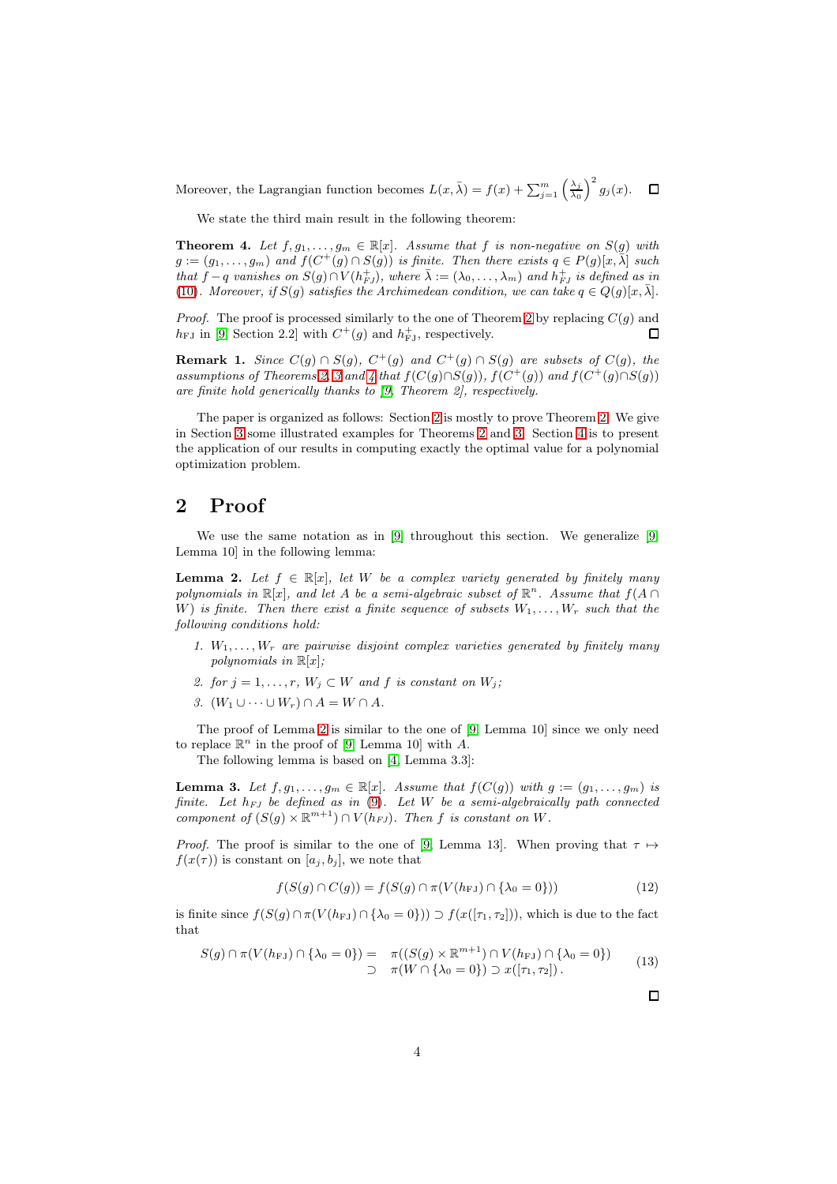Moreover, the Lagrangian function becomes $L(x,\bar{\lambda}) = f(x) + \sum_{j=1}^m \left(\frac{\lambda_j}{\lambda_0}\right)^2 g_j(x)$. $\square$

We state the third main result in the following theorem:

**Theorem 4.** *Let $f, g_1, \dots, g_m \in \mathbb{R}[x]$. Assume that $f$ is non-negative on $S(g)$ with $g := (g_1, \dots, g_m)$ and $f(C^+(g) \cap S(g))$ is finite. Then there exists $q \in P(g)[x,\bar{\lambda}]$ such that $f - q$ vanishes on $S(g) \cap V(h_{FJ}^+)$, where $\bar{\lambda} := (\lambda_0, \dots, \lambda_m)$ and $h_{FJ}^+$ is defined as in (10). Moreover, if $S(g)$ satisfies the Archimedean condition, we can take $q \in Q(g)[x,\bar{\lambda}]$.*

*Proof.* The proof is processed similarly to the one of Theorem 2 by replacing $C(g)$ and $h_{\mathrm{FJ}}$ in [9, Section 2.2] with $C^+(g)$ and $h_{\mathrm{FJ}}^+$, respectively. $\square$

**Remark 1.** *Since $C(g) \cap S(g)$, $C^+(g)$ and $C^+(g) \cap S(g)$ are subsets of $C(g)$, the assumptions of Theorems 2, 3 and 4 that $f(C(g) \cap S(g))$, $f(C^+(g))$ and $f(C^+(g) \cap S(g))$ are finite hold generically thanks to [9, Theorem 2], respectively.*

The paper is organized as follows: Section 2 is mostly to prove Theorem 2. We give in Section 3 some illustrated examples for Theorems 2 and 3. Section 4 is to present the application of our results in computing exactly the optimal value for a polynomial optimization problem.

## 2 Proof

We use the same notation as in [9] throughout this section. We generalize [9, Lemma 10] in the following lemma:

**Lemma 2.** *Let $f \in \mathbb{R}[x]$, let $W$ be a complex variety generated by finitely many polynomials in $\mathbb{R}[x]$, and let $A$ be a semi-algebraic subset of $\mathbb{R}^n$. Assume that $f(A \cap W)$ is finite. Then there exist a finite sequence of subsets $W_1, \dots, W_r$ such that the following conditions hold:*

1. *$W_1, \dots, W_r$ are pairwise disjoint complex varieties generated by finitely many polynomials in $\mathbb{R}[x]$;*
2. *for $j = 1, \dots, r$, $W_j \subset W$ and $f$ is constant on $W_j$;*
3. *$(W_1 \cup \dots \cup W_r) \cap A = W \cap A$.*

The proof of Lemma 2 is similar to the one of [9, Lemma 10] since we only need to replace $\mathbb{R}^n$ in the proof of [9, Lemma 10] with $A$.

The following lemma is based on [4, Lemma 3.3]:

**Lemma 3.** *Let $f, g_1, \dots, g_m \in \mathbb{R}[x]$. Assume that $f(C(g))$ with $g := (g_1, \dots, g_m)$ is finite. Let $h_{FJ}$ be defined as in (9). Let $W$ be a semi-algebraically path connected component of $(S(g) \times \mathbb{R}^{m+1}) \cap V(h_{FJ})$. Then $f$ is constant on $W$.*

*Proof.* The proof is similar to the one of [9, Lemma 13]. When proving that $\tau \mapsto f(x(\tau))$ is constant on $[a_j, b_j]$, we note that

$$f(S(g) \cap C(g)) = f(S(g) \cap \pi(V(h_{\mathrm{FJ}}) \cap \{\lambda_0 = 0\})) \tag{12}$$

is finite since $f(S(g) \cap \pi(V(h_{\mathrm{FJ}}) \cap \{\lambda_0 = 0\})) \supset f(x([\tau_1, \tau_2]))$, which is due to the fact that

$$\begin{aligned} S(g) \cap \pi(V(h_{\mathrm{FJ}}) \cap \{\lambda_0 = 0\}) = \;& \pi((S(g) \times \mathbb{R}^{m+1}) \cap V(h_{\mathrm{FJ}}) \cap \{\lambda_0 = 0\}) \\ \supset \;& \pi(W \cap \{\lambda_0 = 0\}) \supset x([\tau_1, \tau_2]) . \end{aligned} \tag{13}$$

$\square$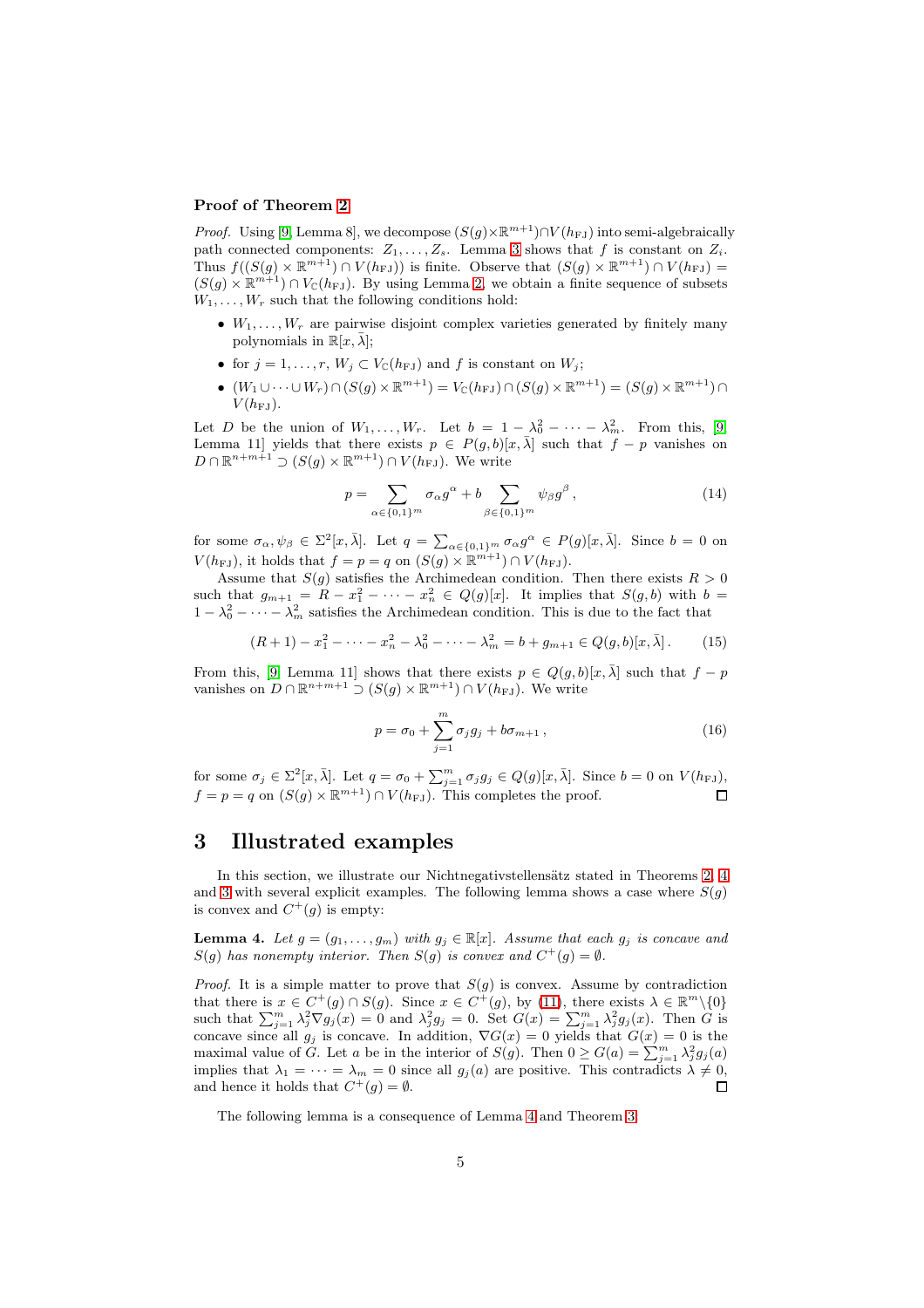**Proof of Theorem 2**

*Proof.* Using [9, Lemma 8], we decompose $(S(g)\times\mathbb{R}^{m+1})\cap V(h_{\rm FJ})$ into semi-algebraically path connected components: $Z_1,\dots,Z_s$. Lemma 3 shows that $f$ is constant on $Z_i$. Thus $f((S(g)\times\mathbb{R}^{m+1})\cap V(h_{\rm FJ}))$ is finite. Observe that $(S(g)\times\mathbb{R}^{m+1})\cap V(h_{\rm FJ}) = (S(g)\times\mathbb{R}^{m+1})\cap V_{\mathbb{C}}(h_{\rm FJ})$. By using Lemma 2, we obtain a finite sequence of subsets $W_1,\dots,W_r$ such that the following conditions hold:

- $W_1,\dots,W_r$ are pairwise disjoint complex varieties generated by finitely many polynomials in $\mathbb{R}[x,\bar\lambda]$;
- for $j=1,\dots,r$, $W_j\subset V_{\mathbb{C}}(h_{\rm FJ})$ and $f$ is constant on $W_j$;
- $(W_1\cup\dots\cup W_r)\cap(S(g)\times\mathbb{R}^{m+1}) = V_{\mathbb{C}}(h_{\rm FJ})\cap(S(g)\times\mathbb{R}^{m+1}) = (S(g)\times\mathbb{R}^{m+1})\cap V(h_{\rm FJ})$.

Let $D$ be the union of $W_1,\dots,W_r$. Let $b = 1-\lambda_0^2-\dots-\lambda_m^2$. From this, [9, Lemma 11] yields that there exists $p\in P(g,b)[x,\bar\lambda]$ such that $f-p$ vanishes on $D\cap\mathbb{R}^{n+m+1}\supset(S(g)\times\mathbb{R}^{m+1})\cap V(h_{\rm FJ})$. We write

$$p = \sum_{\alpha\in\{0,1\}^m}\sigma_\alpha g^\alpha + b\sum_{\beta\in\{0,1\}^m}\psi_\beta g^\beta\,, \tag{14}$$

for some $\sigma_\alpha,\psi_\beta\in\Sigma^2[x,\bar\lambda]$. Let $q=\sum_{\alpha\in\{0,1\}^m}\sigma_\alpha g^\alpha\in P(g)[x,\bar\lambda]$. Since $b=0$ on $V(h_{\rm FJ})$, it holds that $f=p=q$ on $(S(g)\times\mathbb{R}^{m+1})\cap V(h_{\rm FJ})$.

Assume that $S(g)$ satisfies the Archimedean condition. Then there exists $R>0$ such that $g_{m+1} = R-x_1^2-\dots-x_n^2\in Q(g)[x]$. It implies that $S(g,b)$ with $b=1-\lambda_0^2-\dots-\lambda_m^2$ satisfies the Archimedean condition. This is due to the fact that

$$(R+1)-x_1^2-\dots-x_n^2-\lambda_0^2-\dots-\lambda_m^2 = b+g_{m+1}\in Q(g,b)[x,\bar\lambda]\,. \tag{15}$$

From this, [9, Lemma 11] shows that there exists $p\in Q(g,b)[x,\bar\lambda]$ such that $f-p$ vanishes on $D\cap\mathbb{R}^{n+m+1}\supset(S(g)\times\mathbb{R}^{m+1})\cap V(h_{\rm FJ})$. We write

$$p = \sigma_0+\sum_{j=1}^m\sigma_j g_j + b\sigma_{m+1}\,, \tag{16}$$

for some $\sigma_j\in\Sigma^2[x,\bar\lambda]$. Let $q=\sigma_0+\sum_{j=1}^m\sigma_j g_j\in Q(g)[x,\bar\lambda]$. Since $b=0$ on $V(h_{\rm FJ})$, $f=p=q$ on $(S(g)\times\mathbb{R}^{m+1})\cap V(h_{\rm FJ})$. This completes the proof. ∎

# 3 Illustrated examples

In this section, we illustrate our Nichtnegativstellensätz stated in Theorems 2, 4 and 3 with several explicit examples. The following lemma shows a case where $S(g)$ is convex and $C^+(g)$ is empty:

**Lemma 4.** *Let $g=(g_1,\dots,g_m)$ with $g_j\in\mathbb{R}[x]$. Assume that each $g_j$ is concave and $S(g)$ has nonempty interior. Then $S(g)$ is convex and $C^+(g)=\emptyset$.*

*Proof.* It is a simple matter to prove that $S(g)$ is convex. Assume by contradiction that there is $x\in C^+(g)\cap S(g)$. Since $x\in C^+(g)$, by (11), there exists $\lambda\in\mathbb{R}^m\backslash\{0\}$ such that $\sum_{j=1}^m\lambda_j^2\nabla g_j(x)=0$ and $\lambda_j^2 g_j=0$. Set $G(x)=\sum_{j=1}^m\lambda_j^2 g_j(x)$. Then $G$ is concave since all $g_j$ is concave. In addition, $\nabla G(x)=0$ yields that $G(x)=0$ is the maximal value of $G$. Let $a$ be in the interior of $S(g)$. Then $0\ge G(a)=\sum_{j=1}^m\lambda_j^2 g_j(a)$ implies that $\lambda_1=\dots=\lambda_m=0$ since all $g_j(a)$ are positive. This contradicts $\lambda\neq 0$, and hence it holds that $C^+(g)=\emptyset$. ∎

The following lemma is a consequence of Lemma 4 and Theorem 3.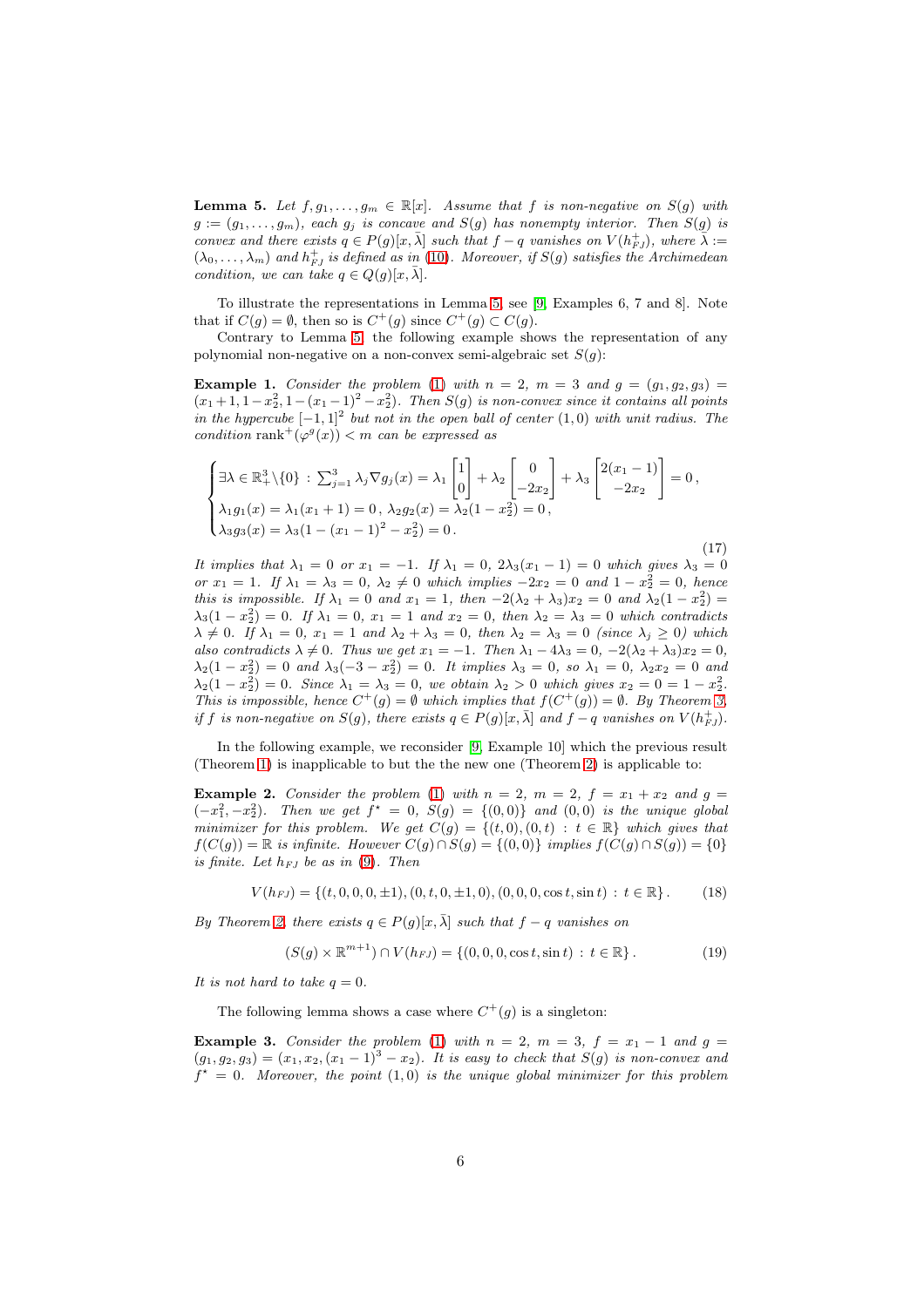**Lemma 5.** *Let $f, g_1, \ldots, g_m \in \mathbb{R}[x]$. Assume that $f$ is non-negative on $S(g)$ with $g := (g_1, \ldots, g_m)$, each $g_j$ is concave and $S(g)$ has nonempty interior. Then $S(g)$ is convex and there exists $q \in P(g)[x, \bar{\lambda}]$ such that $f - q$ vanishes on $V(h_{FJ}^+)$, where $\bar{\lambda} := (\lambda_0, \ldots, \lambda_m)$ and $h_{FJ}^+$ is defined as in (10). Moreover, if $S(g)$ satisfies the Archimedean condition, we can take $q \in Q(g)[x, \bar{\lambda}]$.*

To illustrate the representations in Lemma 5, see [9, Examples 6, 7 and 8]. Note that if $C(g) = \emptyset$, then so is $C^+(g)$ since $C^+(g) \subset C(g)$.

Contrary to Lemma 5, the following example shows the representation of any polynomial non-negative on a non-convex semi-algebraic set $S(g)$:

**Example 1.** *Consider the problem (1) with $n = 2$, $m = 3$ and $g = (g_1, g_2, g_3) = (x_1 + 1, 1 - x_2^2, 1 - (x_1 - 1)^2 - x_2^2)$. Then $S(g)$ is non-convex since it contains all points in the hypercube $[-1, 1]^2$ but not in the open ball of center $(1, 0)$ with unit radius. The condition $\operatorname{rank}^+(\varphi^g(x)) < m$ can be expressed as*

$$\begin{cases} \exists \lambda \in \mathbb{R}_+^3 \backslash \{0\} \,:\, \sum_{j=1}^3 \lambda_j \nabla g_j(x) = \lambda_1 \begin{bmatrix} 1 \\ 0 \end{bmatrix} + \lambda_2 \begin{bmatrix} 0 \\ -2x_2 \end{bmatrix} + \lambda_3 \begin{bmatrix} 2(x_1 - 1) \\ -2x_2 \end{bmatrix} = 0 \,, \\ \lambda_1 g_1(x) = \lambda_1 (x_1 + 1) = 0 \,,\, \lambda_2 g_2(x) = \lambda_2 (1 - x_2^2) = 0 \,, \\ \lambda_3 g_3(x) = \lambda_3 (1 - (x_1 - 1)^2 - x_2^2) = 0 \,. \end{cases} \tag{17}$$

*It implies that $\lambda_1 = 0$ or $x_1 = -1$. If $\lambda_1 = 0$, $2\lambda_3(x_1 - 1) = 0$ which gives $\lambda_3 = 0$ or $x_1 = 1$. If $\lambda_1 = \lambda_3 = 0$, $\lambda_2 \neq 0$ which implies $-2x_2 = 0$ and $1 - x_2^2 = 0$, hence this is impossible. If $\lambda_1 = 0$ and $x_1 = 1$, then $-2(\lambda_2 + \lambda_3)x_2 = 0$ and $\lambda_2(1 - x_2^2) = \lambda_3(1 - x_2^2) = 0$. If $\lambda_1 = 0$, $x_1 = 1$ and $x_2 = 0$, then $\lambda_2 = \lambda_3 = 0$ which contradicts $\lambda \neq 0$. If $\lambda_1 = 0$, $x_1 = 1$ and $\lambda_2 + \lambda_3 = 0$, then $\lambda_2 = \lambda_3 = 0$ (since $\lambda_j \geq 0$) which also contradicts $\lambda \neq 0$. Thus we get $x_1 = -1$. Then $\lambda_1 - 4\lambda_3 = 0$, $-2(\lambda_2 + \lambda_3)x_2 = 0$, $\lambda_2(1 - x_2^2) = 0$ and $\lambda_3(-3 - x_2^2) = 0$. It implies $\lambda_3 = 0$, so $\lambda_1 = 0$, $\lambda_2 x_2 = 0$ and $\lambda_2(1 - x_2^2) = 0$. Since $\lambda_1 = \lambda_3 = 0$, we obtain $\lambda_2 > 0$ which gives $x_2 = 0 = 1 - x_2^2$. This is impossible, hence $C^+(g) = \emptyset$ which implies that $f(C^+(g)) = \emptyset$. By Theorem 3, if $f$ is non-negative on $S(g)$, there exists $q \in P(g)[x, \bar{\lambda}]$ and $f - q$ vanishes on $V(h_{FJ}^+)$.*

In the following example, we reconsider [9, Example 10] which the previous result (Theorem 1) is inapplicable to but the the new one (Theorem 2) is applicable to:

**Example 2.** *Consider the problem (1) with $n = 2$, $m = 2$, $f = x_1 + x_2$ and $g = (-x_1^2, -x_2^2)$. Then we get $f^\star = 0$, $S(g) = \{(0, 0)\}$ and $(0, 0)$ is the unique global minimizer for this problem. We get $C(g) = \{(t, 0), (0, t) \,:\, t \in \mathbb{R}\}$ which gives that $f(C(g)) = \mathbb{R}$ is infinite. However $C(g) \cap S(g) = \{(0, 0)\}$ implies $f(C(g) \cap S(g)) = \{0\}$ is finite. Let $h_{FJ}$ be as in (9). Then*

$$V(h_{FJ}) = \{(t, 0, 0, 0, \pm 1), (0, t, 0, \pm 1, 0), (0, 0, 0, \cos t, \sin t) \,:\, t \in \mathbb{R}\} \,. \tag{18}$$

*By Theorem 2, there exists $q \in P(g)[x, \bar{\lambda}]$ such that $f - q$ vanishes on*

$$(S(g) \times \mathbb{R}^{m+1}) \cap V(h_{FJ}) = \{(0, 0, 0, \cos t, \sin t) \,:\, t \in \mathbb{R}\} \,. \tag{19}$$

*It is not hard to take $q = 0$.*

The following lemma shows a case where $C^+(g)$ is a singleton:

**Example 3.** *Consider the problem (1) with $n = 2$, $m = 3$, $f = x_1 - 1$ and $g = (g_1, g_2, g_3) = (x_1, x_2, (x_1 - 1)^3 - x_2)$. It is easy to check that $S(g)$ is non-convex and $f^\star = 0$. Moreover, the point $(1, 0)$ is the unique global minimizer for this problem*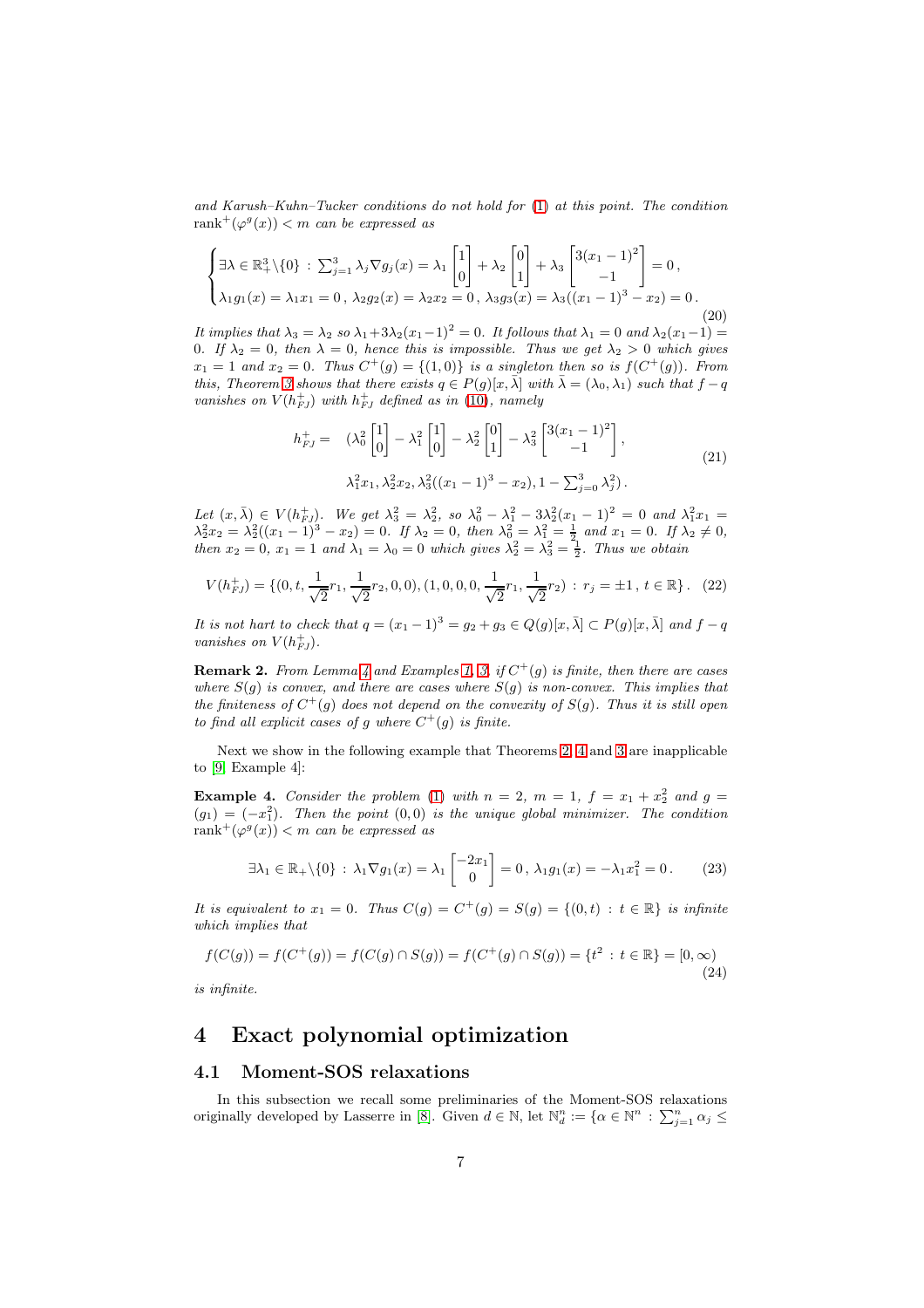*and Karush–Kuhn–Tucker conditions do not hold for* (1) *at this point. The condition* $\operatorname{rank}^+(\varphi^g(x)) < m$ *can be expressed as*

$$\begin{cases} \exists \lambda \in \mathbb{R}^3_+\backslash\{0\} \,:\, \sum_{j=1}^3 \lambda_j \nabla g_j(x) = \lambda_1 \begin{bmatrix} 1 \\ 0 \end{bmatrix} + \lambda_2 \begin{bmatrix} 0 \\ 1 \end{bmatrix} + \lambda_3 \begin{bmatrix} 3(x_1-1)^2 \\ -1 \end{bmatrix} = 0\,, \\ \lambda_1 g_1(x) = \lambda_1 x_1 = 0\,,\ \lambda_2 g_2(x) = \lambda_2 x_2 = 0\,,\ \lambda_3 g_3(x) = \lambda_3((x_1-1)^3 - x_2) = 0\,. \end{cases} \tag{20}$$

*It implies that* $\lambda_3 = \lambda_2$ *so* $\lambda_1 + 3\lambda_2(x_1-1)^2 = 0$*. It follows that* $\lambda_1 = 0$ *and* $\lambda_2(x_1 - 1) = 0$*. If* $\lambda_2 = 0$*, then* $\lambda = 0$*, hence this is impossible. Thus we get* $\lambda_2 > 0$ *which gives* $x_1 = 1$ *and* $x_2 = 0$*. Thus* $C^+(g) = \{(1,0)\}$ *is a singleton then so is* $f(C^+(g))$*. From this, Theorem 3 shows that there exists* $q \in P(g)[x,\bar\lambda]$ *with* $\bar\lambda = (\lambda_0, \lambda_1)$ *such that* $f - q$ *vanishes on* $V(h^+_{FJ})$ *with* $h^+_{FJ}$ *defined as in* (10)*, namely*

$$\begin{aligned} h^+_{FJ} = \quad & (\lambda_0^2 \begin{bmatrix} 1 \\ 0 \end{bmatrix} - \lambda_1^2 \begin{bmatrix} 1 \\ 0 \end{bmatrix} - \lambda_2^2 \begin{bmatrix} 0 \\ 1 \end{bmatrix} - \lambda_3^2 \begin{bmatrix} 3(x_1-1)^2 \\ -1 \end{bmatrix}, \\ & \lambda_1^2 x_1, \lambda_2^2 x_2, \lambda_3^2((x_1-1)^3 - x_2), 1 - \textstyle\sum_{j=0}^3 \lambda_j^2)\,. \end{aligned} \tag{21}$$

*Let* $(x, \bar\lambda) \in V(h^+_{FJ})$*. We get* $\lambda_3^2 = \lambda_2^2$*, so* $\lambda_0^2 - \lambda_1^2 - 3\lambda_2^2(x_1-1)^2 = 0$ *and* $\lambda_1^2 x_1 = \lambda_2^2 x_2 = \lambda_2^2((x_1-1)^3 - x_2) = 0$*. If* $\lambda_2 = 0$*, then* $\lambda_0^2 = \lambda_1^2 = \frac{1}{2}$ *and* $x_1 = 0$*. If* $\lambda_2 \neq 0$*, then* $x_2 = 0$*,* $x_1 = 1$ *and* $\lambda_1 = \lambda_0 = 0$ *which gives* $\lambda_2^2 = \lambda_3^2 = \frac{1}{2}$*. Thus we obtain*

$$V(h^+_{FJ}) = \{(0, t, \frac{1}{\sqrt{2}} r_1, \frac{1}{\sqrt{2}} r_2, 0, 0), (1, 0, 0, 0, \frac{1}{\sqrt{2}} r_1, \frac{1}{\sqrt{2}} r_2) \,:\, r_j = \pm 1\,,\, t \in \mathbb{R}\}\,. \tag{22}$$

*It is not hart to check that* $q = (x_1 - 1)^3 = g_2 + g_3 \in Q(g)[x, \bar\lambda] \subset P(g)[x, \bar\lambda]$ *and* $f - q$ *vanishes on* $V(h^+_{FJ})$*.*

**Remark 2.** *From Lemma 4 and Examples 1, 3, if* $C^+(g)$ *is finite, then there are cases where* $S(g)$ *is convex, and there are cases where* $S(g)$ *is non-convex. This implies that the finiteness of* $C^+(g)$ *does not depend on the convexity of* $S(g)$*. Thus it is still open to find all explicit cases of* $g$ *where* $C^+(g)$ *is finite.*

Next we show in the following example that Theorems 2, 4 and 3 are inapplicable to [9, Example 4]:

**Example 4.** *Consider the problem* (1) *with* $n = 2$*,* $m = 1$*,* $f = x_1 + x_2^2$ *and* $g = (g_1) = (-x_1^2)$*. Then the point* $(0,0)$ *is the unique global minimizer. The condition* $\operatorname{rank}^+(\varphi^g(x)) < m$ *can be expressed as*

$$\exists \lambda_1 \in \mathbb{R}_+\backslash\{0\} \,:\, \lambda_1 \nabla g_1(x) = \lambda_1 \begin{bmatrix} -2x_1 \\ 0 \end{bmatrix} = 0\,,\ \lambda_1 g_1(x) = -\lambda_1 x_1^2 = 0\,. \tag{23}$$

*It is equivalent to* $x_1 = 0$*. Thus* $C(g) = C^+(g) = S(g) = \{(0,t) \,:\, t \in \mathbb{R}\}$ *is infinite which implies that*

$$f(C(g)) = f(C^+(g)) = f(C(g) \cap S(g)) = f(C^+(g) \cap S(g)) = \{t^2 \,:\, t \in \mathbb{R}\} = [0, \infty) \tag{24}$$

*is infinite.*

## 4 Exact polynomial optimization

### 4.1 Moment-SOS relaxations

In this subsection we recall some preliminaries of the Moment-SOS relaxations originally developed by Lasserre in [8]. Given $d \in \mathbb{N}$, let $\mathbb{N}^n_d := \{\alpha \in \mathbb{N}^n : \sum_{j=1}^n \alpha_j \leq$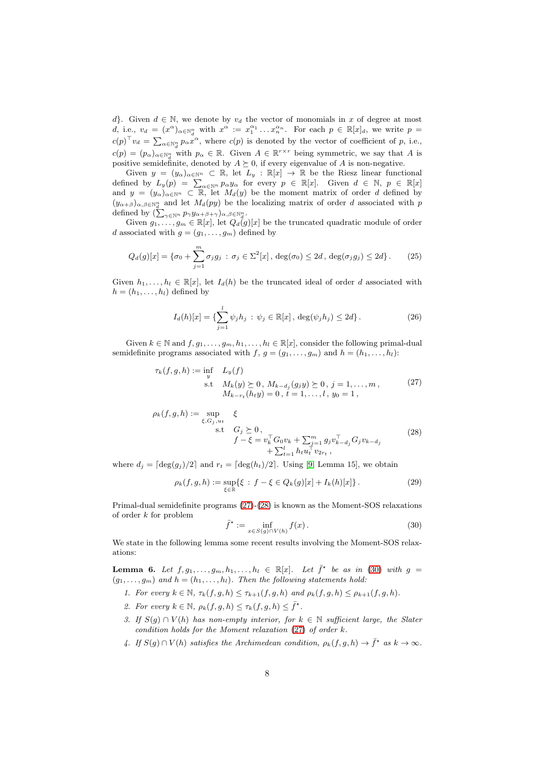$d\}$. Given $d \in \mathbb{N}$, we denote by $v_d$ the vector of monomials in $x$ of degree at most $d$, i.e., $v_d = (x^\alpha)_{\alpha\in\mathbb{N}^n_d}$ with $x^\alpha := x_1^{\alpha_1}\dots x_n^{\alpha_n}$. For each $p \in \mathbb{R}[x]_d$, we write $p = c(p)^\top v_d = \sum_{\alpha\in\mathbb{N}^n_d} p_\alpha x^\alpha$, where $c(p)$ is denoted by the vector of coefficient of $p$, i.e., $c(p) = (p_\alpha)_{\alpha\in\mathbb{N}^n_d}$ with $p_\alpha \in \mathbb{R}$. Given $A \in \mathbb{R}^{r\times r}$ being symmetric, we say that $A$ is positive semidefinite, denoted by $A \succeq 0$, if every eigenvalue of $A$ is non-negative.

Given $y = (y_\alpha)_{\alpha\in\mathbb{N}^n} \subset \mathbb{R}$, let $L_y : \mathbb{R}[x] \to \mathbb{R}$ be the Riesz linear functional defined by $L_y(p) = \sum_{\alpha\in\mathbb{N}^n} p_\alpha y_\alpha$ for every $p \in \mathbb{R}[x]$. Given $d \in \mathbb{N}$, $p \in \mathbb{R}[x]$ and $y = (y_\alpha)_{\alpha\in\mathbb{N}^n} \subset \mathbb{R}$, let $M_d(y)$ be the moment matrix of order $d$ defined by $(y_{\alpha+\beta})_{\alpha,\beta\in\mathbb{N}^n_d}$ and let $M_d(py)$ be the localizing matrix of order $d$ associated with $p$ defined by $(\sum_{\gamma\in\mathbb{N}^n} p_\gamma y_{\alpha+\beta+\gamma})_{\alpha,\beta\in\mathbb{N}^n_d}$.

Given $g_1,\dots,g_m \in \mathbb{R}[x]$, let $Q_d(g)[x]$ be the truncated quadratic module of order $d$ associated with $g = (g_1,\dots,g_m)$ defined by

$$Q_d(g)[x] = \{\sigma_0 + \sum_{j=1}^m \sigma_j g_j \,:\, \sigma_j \in \Sigma^2[x]\,,\, \deg(\sigma_0) \le 2d\,,\, \deg(\sigma_j g_j) \le 2d\}\,. \tag{25}$$

Given $h_1,\dots,h_l \in \mathbb{R}[x]$, let $I_d(h)$ be the truncated ideal of order $d$ associated with $h = (h_1,\dots,h_l)$ defined by

$$I_d(h)[x] = \{\sum_{j=1}^l \psi_j h_j \,:\, \psi_j \in \mathbb{R}[x]\,,\, \deg(\psi_j h_j) \le 2d\}\,. \tag{26}$$

Given $k \in \mathbb{N}$ and $f, g_1,\dots,g_m,h_1,\dots,h_l \in \mathbb{R}[x]$, consider the following primal-dual semidefinite programs associated with $f$, $g = (g_1,\dots,g_m)$ and $h = (h_1,\dots,h_l)$:

$$\begin{array}{rll} \tau_k(f,g,h) := \inf\limits_{y} & L_y(f) & \\ \text{s.t} & M_k(y) \succeq 0\,,\; M_{k-d_j}(g_j y) \succeq 0\,,\; j = 1,\dots,m\,, \\ & M_{k-r_t}(h_t y) = 0\,,\; t = 1,\dots,l\,,\; y_0 = 1\,, \end{array} \tag{27}$$

$$\begin{array}{rll} \rho_k(f,g,h) := \sup\limits_{\xi,G_j,u_t} & \xi \\ \text{s.t} & G_j \succeq 0\,, \\ & f - \xi = v_k^\top G_0 v_k + \sum_{j=1}^m g_j v_{k-d_j}^\top G_j v_{k-d_j} \\ & \quad + \sum_{t=1}^l h_t u_t^\top v_{2r_t}\,, \end{array} \tag{28}$$

where $d_j = \lceil \deg(g_j)/2 \rceil$ and $r_t = \lceil \deg(h_t)/2 \rceil$. Using [9, Lemma 15], we obtain

$$\rho_k(f,g,h) := \sup_{\xi\in\mathbb{R}}\{\xi \,:\, f - \xi \in Q_k(g)[x] + I_k(h)[x]\}\,. \tag{29}$$

Primal-dual semidefinite programs (27)-(28) is known as the Moment-SOS relaxations of order $k$ for problem

$$\bar f^\star := \inf_{x\in S(g)\cap V(h)} f(x)\,. \tag{30}$$

We state in the following lemma some recent results involving the Moment-SOS relaxations:

**Lemma 6.** *Let $f, g_1,\dots,g_m,h_1,\dots,h_l \in \mathbb{R}[x]$. Let $\bar f^\star$ be as in (30) with $g = (g_1,\dots,g_m)$ and $h = (h_1,\dots,h_l)$. Then the following statements hold:*

1. *For every $k \in \mathbb{N}$, $\tau_k(f,g,h) \le \tau_{k+1}(f,g,h)$ and $\rho_k(f,g,h) \le \rho_{k+1}(f,g,h)$.*
2. *For every $k \in \mathbb{N}$, $\rho_k(f,g,h) \le \tau_k(f,g,h) \le \bar f^\star$.*
3. *If $S(g) \cap V(h)$ has non-empty interior, for $k \in \mathbb{N}$ sufficient large, the Slater condition holds for the Moment relaxation (27) of order $k$.*
4. *If $S(g) \cap V(h)$ satisfies the Archimedean condition, $\rho_k(f,g,h) \to \bar f^\star$ as $k \to \infty$.*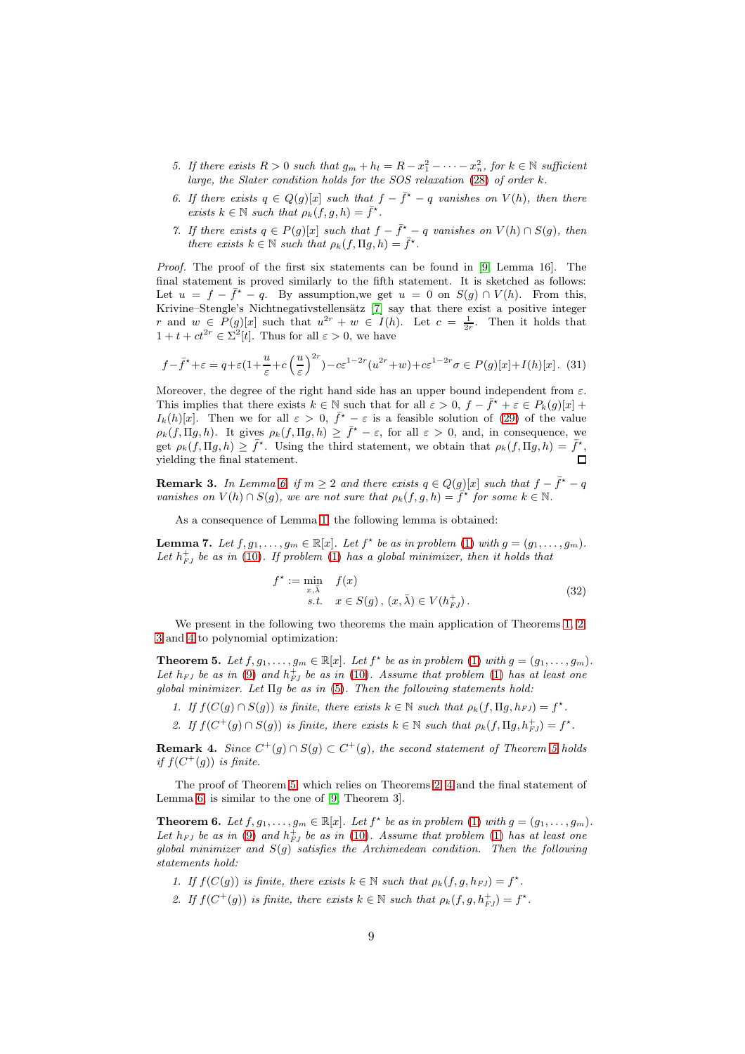5. *If there exists $R > 0$ such that $g_m + h_l = R - x_1^2 - \cdots - x_n^2$, for $k \in \mathbb{N}$ sufficient large, the Slater condition holds for the SOS relaxation (28) of order $k$.*
6. *If there exists $q \in Q(g)[x]$ such that $f - \bar{f}^\star - q$ vanishes on $V(h)$, then there exists $k \in \mathbb{N}$ such that $\rho_k(f, g, h) = \bar{f}^\star$.*
7. *If there exists $q \in P(g)[x]$ such that $f - \bar{f}^\star - q$ vanishes on $V(h) \cap S(g)$, then there exists $k \in \mathbb{N}$ such that $\rho_k(f, \Pi g, h) = \bar{f}^\star$.*

*Proof.* The proof of the first six statements can be found in [9, Lemma 16]. The final statement is proved similarly to the fifth statement. It is sketched as follows: Let $u = f - \bar{f}^\star - q$. By assumption,we get $u = 0$ on $S(g) \cap V(h)$. From this, Krivine–Stengle's Nichtnegativstellensätz [7] say that there exist a positive integer $r$ and $w \in P(g)[x]$ such that $u^{2r} + w \in I(h)$. Let $c = \frac{1}{2r}$. Then it holds that $1 + t + ct^{2r} \in \Sigma^2[t]$. Thus for all $\varepsilon > 0$, we have

$$f - \bar{f}^\star + \varepsilon = q + \varepsilon\left(1 + \frac{u}{\varepsilon} + c\left(\frac{u}{\varepsilon}\right)^{2r}\right) - c\varepsilon^{1-2r}(u^{2r} + w) + c\varepsilon^{1-2r}\sigma \in P(g)[x] + I(h)[x]. \quad (31)$$

Moreover, the degree of the right hand side has an upper bound independent from $\varepsilon$. This implies that there exists $k \in \mathbb{N}$ such that for all $\varepsilon > 0$, $f - \bar{f}^\star + \varepsilon \in P_k(g)[x] + I_k(h)[x]$. Then we for all $\varepsilon > 0$, $\bar{f}^\star - \varepsilon$ is a feasible solution of (29) of the value $\rho_k(f, \Pi g, h)$. It gives $\rho_k(f, \Pi g, h) \geq \bar{f}^\star - \varepsilon$, for all $\varepsilon > 0$, and, in consequence, we get $\rho_k(f, \Pi g, h) \geq \bar{f}^\star$. Using the third statement, we obtain that $\rho_k(f, \Pi g, h) = \bar{f}^\star$, yielding the final statement. ◻

**Remark 3.** *In Lemma 6, if $m \geq 2$ and there exists $q \in Q(g)[x]$ such that $f - \bar{f}^\star - q$ vanishes on $V(h) \cap S(g)$, we are not sure that $\rho_k(f, g, h) = \bar{f}^\star$ for some $k \in \mathbb{N}$.*

As a consequence of Lemma 1, the following lemma is obtained:

**Lemma 7.** *Let $f, g_1, \ldots, g_m \in \mathbb{R}[x]$. Let $f^\star$ be as in problem (1) with $g = (g_1, \ldots, g_m)$. Let $h_{FJ}^+$ be as in (10). If problem (1) has a global minimizer, then it holds that*

$$\begin{array}{rl} f^\star := \min\limits_{x,\bar{\lambda}} & f(x) \\ \text{s.t.} & x \in S(g)\,,\,(x, \bar{\lambda}) \in V(h_{FJ}^+)\,. \end{array} \quad (32)$$

We present in the following two theorems the main application of Theorems 1, 2, 3 and 4 to polynomial optimization:

**Theorem 5.** *Let $f, g_1, \ldots, g_m \in \mathbb{R}[x]$. Let $f^\star$ be as in problem (1) with $g = (g_1, \ldots, g_m)$. Let $h_{FJ}$ be as in (9) and $h_{FJ}^+$ be as in (10). Assume that problem (1) has at least one global minimizer. Let $\Pi g$ be as in (5). Then the following statements hold:*

1. *If $f(C(g) \cap S(g))$ is finite, there exists $k \in \mathbb{N}$ such that $\rho_k(f, \Pi g, h_{FJ}) = f^\star$.*
2. *If $f(C^+(g) \cap S(g))$ is finite, there exists $k \in \mathbb{N}$ such that $\rho_k(f, \Pi g, h_{FJ}^+) = f^\star$.*

**Remark 4.** *Since $C^+(g) \cap S(g) \subset C^+(g)$, the second statement of Theorem 5 holds if $f(C^+(g))$ is finite.*

The proof of Theorem 5, which relies on Theorems 2, 4 and the final statement of Lemma 6, is similar to the one of [9, Theorem 3].

**Theorem 6.** *Let $f, g_1, \ldots, g_m \in \mathbb{R}[x]$. Let $f^\star$ be as in problem (1) with $g = (g_1, \ldots, g_m)$. Let $h_{FJ}$ be as in (9) and $h_{FJ}^+$ be as in (10). Assume that problem (1) has at least one global minimizer and $S(g)$ satisfies the Archimedean condition. Then the following statements hold:*

1. *If $f(C(g))$ is finite, there exists $k \in \mathbb{N}$ such that $\rho_k(f, g, h_{FJ}) = f^\star$.*
2. *If $f(C^+(g))$ is finite, there exists $k \in \mathbb{N}$ such that $\rho_k(f, g, h_{FJ}^+) = f^\star$.*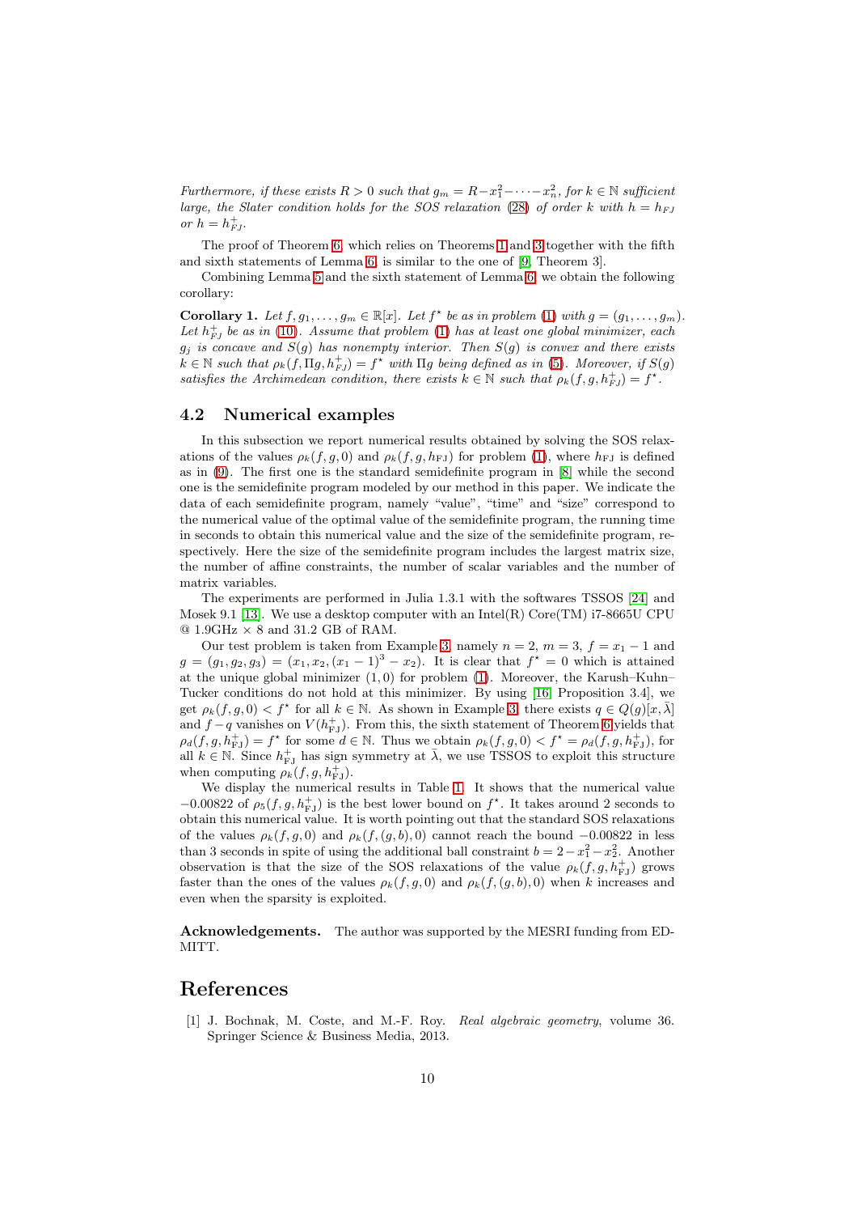*Furthermore, if these exists $R > 0$ such that $g_m = R - x_1^2 - \cdots - x_n^2$, for $k \in \mathbb{N}$ sufficient large, the Slater condition holds for the SOS relaxation (28) of order $k$ with $h = h_{FJ}$ or $h = h_{FJ}^+$.*

The proof of Theorem 6, which relies on Theorems 1 and 3 together with the fifth and sixth statements of Lemma 6, is similar to the one of [9, Theorem 3].

Combining Lemma 5 and the sixth statement of Lemma 6, we obtain the following corollary:

**Corollary 1.** *Let $f, g_1, \ldots, g_m \in \mathbb{R}[x]$. Let $f^\star$ be as in problem (1) with $g = (g_1, \ldots, g_m)$. Let $h_{FJ}^+$ be as in (10). Assume that problem (1) has at least one global minimizer, each $g_j$ is concave and $S(g)$ has nonempty interior. Then $S(g)$ is convex and there exists $k \in \mathbb{N}$ such that $\rho_k(f, \Pi g, h_{FJ}^+) = f^\star$ with $\Pi g$ being defined as in (5). Moreover, if $S(g)$ satisfies the Archimedean condition, there exists $k \in \mathbb{N}$ such that $\rho_k(f, g, h_{FJ}^+) = f^\star$.*

## 4.2 Numerical examples

In this subsection we report numerical results obtained by solving the SOS relaxations of the values $\rho_k(f, g, 0)$ and $\rho_k(f, g, h_{\mathrm{FJ}})$ for problem (1), where $h_{\mathrm{FJ}}$ is defined as in (9). The first one is the standard semidefinite program in [8] while the second one is the semidefinite program modeled by our method in this paper. We indicate the data of each semidefinite program, namely "value", "time" and "size" correspond to the numerical value of the optimal value of the semidefinite program, the running time in seconds to obtain this numerical value and the size of the semidefinite program, respectively. Here the size of the semidefinite program includes the largest matrix size, the number of affine constraints, the number of scalar variables and the number of matrix variables.

The experiments are performed in Julia 1.3.1 with the softwares TSSOS [24] and Mosek 9.1 [13]. We use a desktop computer with an Intel(R) Core(TM) i7-8665U CPU @ 1.9GHz × 8 and 31.2 GB of RAM.

Our test problem is taken from Example 3, namely $n = 2$, $m = 3$, $f = x_1 - 1$ and $g = (g_1, g_2, g_3) = (x_1, x_2, (x_1 - 1)^3 - x_2)$. It is clear that $f^\star = 0$ which is attained at the unique global minimizer $(1, 0)$ for problem (1). Moreover, the Karush–Kuhn–Tucker conditions do not hold at this minimizer. By using [16, Proposition 3.4], we get $\rho_k(f, g, 0) < f^\star$ for all $k \in \mathbb{N}$. As shown in Example 3, there exists $q \in Q(g)[x, \bar{\lambda}]$ and $f - q$ vanishes on $V(h_{\mathrm{FJ}}^+)$. From this, the sixth statement of Theorem 6 yields that $\rho_d(f, g, h_{\mathrm{FJ}}^+) = f^\star$ for some $d \in \mathbb{N}$. Thus we obtain $\rho_k(f, g, 0) < f^\star = \rho_d(f, g, h_{\mathrm{FJ}}^+)$, for all $k \in \mathbb{N}$. Since $h_{\mathrm{FJ}}^+$ has sign symmetry at $\bar{\lambda}$, we use TSSOS to exploit this structure when computing $\rho_k(f, g, h_{\mathrm{FJ}}^+)$.

We display the numerical results in Table 1. It shows that the numerical value $-0.00822$ of $\rho_5(f, g, h_{\mathrm{FJ}}^+)$ is the best lower bound on $f^\star$. It takes around 2 seconds to obtain this numerical value. It is worth pointing out that the standard SOS relaxations of the values $\rho_k(f, g, 0)$ and $\rho_k(f, (g, b), 0)$ cannot reach the bound $-0.00822$ in less than 3 seconds in spite of using the additional ball constraint $b = 2 - x_1^2 - x_2^2$. Another observation is that the size of the SOS relaxations of the value $\rho_k(f, g, h_{\mathrm{FJ}}^+)$ grows faster than the ones of the values $\rho_k(f, g, 0)$ and $\rho_k(f, (g, b), 0)$ when $k$ increases and even when the sparsity is exploited.

**Acknowledgements.** The author was supported by the MESRI funding from EDMITT.

# References

[1] J. Bochnak, M. Coste, and M.-F. Roy. *Real algebraic geometry*, volume 36. Springer Science & Business Media, 2013.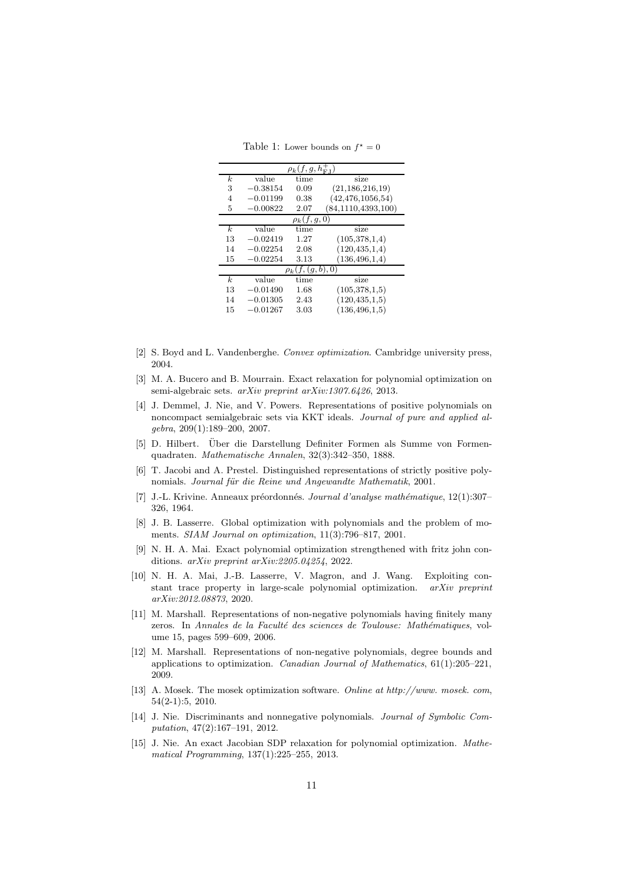Table 1: Lower bounds on $f^\star = 0$

| $\rho_k(f, g, h^+_{\rm FJ})$ | | | |
|---|---|---|---|
| $k$ | value | time | size |
| 3 | $-0.38154$ | 0.09 | (21,186,216,19) |
| 4 | $-0.01199$ | 0.38 | (42,476,1056,54) |
| 5 | $-0.00822$ | 2.07 | (84,1110,4393,100) |
| $\rho_k(f, g, 0)$ | | | |
| $k$ | value | time | size |
| 13 | $-0.02419$ | 1.27 | (105,378,1,4) |
| 14 | $-0.02254$ | 2.08 | (120,435,1,4) |
| 15 | $-0.02254$ | 3.13 | (136,496,1,4) |
| $\rho_k(f, (g, b), 0)$ | | | |
| $k$ | value | time | size |
| 13 | $-0.01490$ | 1.68 | (105,378,1,5) |
| 14 | $-0.01305$ | 2.43 | (120,435,1,5) |
| 15 | $-0.01267$ | 3.03 | (136,496,1,5) |

[2] S. Boyd and L. Vandenberghe. *Convex optimization*. Cambridge university press, 2004.

[3] M. A. Bucero and B. Mourrain. Exact relaxation for polynomial optimization on semi-algebraic sets. *arXiv preprint arXiv:1307.6426*, 2013.

[4] J. Demmel, J. Nie, and V. Powers. Representations of positive polynomials on noncompact semialgebraic sets via KKT ideals. *Journal of pure and applied algebra*, 209(1):189–200, 2007.

[5] D. Hilbert. Über die Darstellung Definiter Formen als Summe von Formenquadraten. *Mathematische Annalen*, 32(3):342–350, 1888.

[6] T. Jacobi and A. Prestel. Distinguished representations of strictly positive polynomials. *Journal für die Reine und Angewandte Mathematik*, 2001.

[7] J.-L. Krivine. Anneaux préordonnés. *Journal d'analyse mathématique*, 12(1):307–326, 1964.

[8] J. B. Lasserre. Global optimization with polynomials and the problem of moments. *SIAM Journal on optimization*, 11(3):796–817, 2001.

[9] N. H. A. Mai. Exact polynomial optimization strengthened with fritz john conditions. *arXiv preprint arXiv:2205.04254*, 2022.

[10] N. H. A. Mai, J.-B. Lasserre, V. Magron, and J. Wang. Exploiting constant trace property in large-scale polynomial optimization. *arXiv preprint arXiv:2012.08873*, 2020.

[11] M. Marshall. Representations of non-negative polynomials having finitely many zeros. In *Annales de la Faculté des sciences de Toulouse: Mathématiques*, volume 15, pages 599–609, 2006.

[12] M. Marshall. Representations of non-negative polynomials, degree bounds and applications to optimization. *Canadian Journal of Mathematics*, 61(1):205–221, 2009.

[13] A. Mosek. The mosek optimization software. *Online at http://www. mosek. com*, 54(2-1):5, 2010.

[14] J. Nie. Discriminants and nonnegative polynomials. *Journal of Symbolic Computation*, 47(2):167–191, 2012.

[15] J. Nie. An exact Jacobian SDP relaxation for polynomial optimization. *Mathematical Programming*, 137(1):225–255, 2013.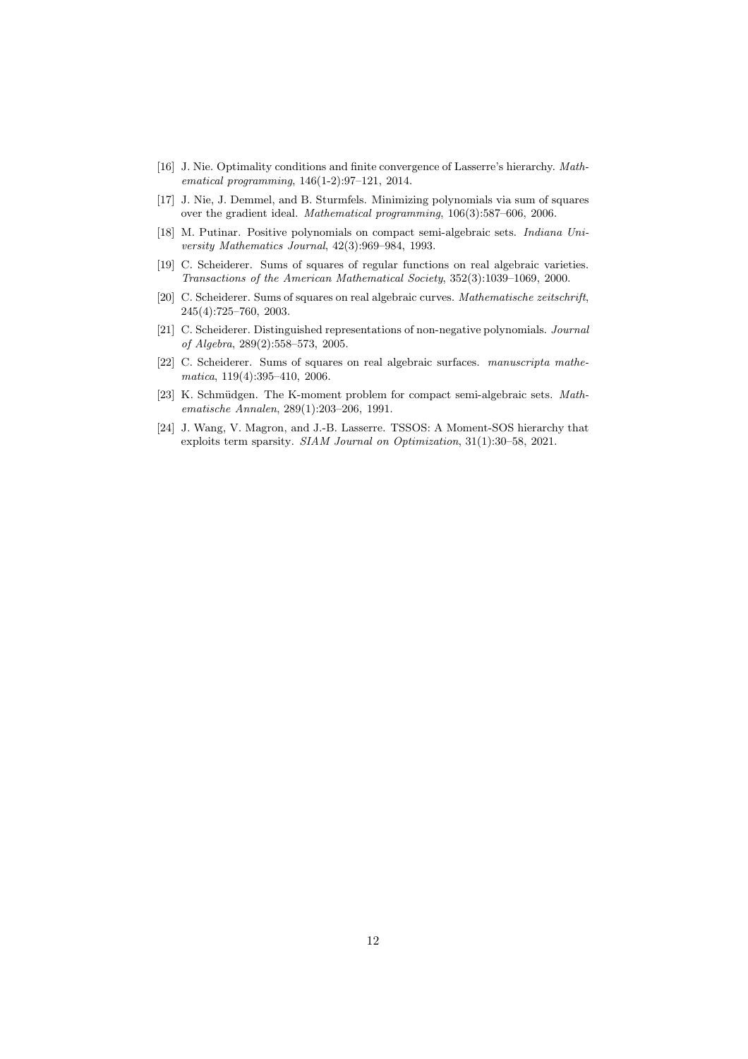[16] J. Nie. Optimality conditions and finite convergence of Lasserre's hierarchy. *Mathematical programming*, 146(1-2):97–121, 2014.

[17] J. Nie, J. Demmel, and B. Sturmfels. Minimizing polynomials via sum of squares over the gradient ideal. *Mathematical programming*, 106(3):587–606, 2006.

[18] M. Putinar. Positive polynomials on compact semi-algebraic sets. *Indiana University Mathematics Journal*, 42(3):969–984, 1993.

[19] C. Scheiderer. Sums of squares of regular functions on real algebraic varieties. *Transactions of the American Mathematical Society*, 352(3):1039–1069, 2000.

[20] C. Scheiderer. Sums of squares on real algebraic curves. *Mathematische zeitschrift*, 245(4):725–760, 2003.

[21] C. Scheiderer. Distinguished representations of non-negative polynomials. *Journal of Algebra*, 289(2):558–573, 2005.

[22] C. Scheiderer. Sums of squares on real algebraic surfaces. *manuscripta mathematica*, 119(4):395–410, 2006.

[23] K. Schmüdgen. The K-moment problem for compact semi-algebraic sets. *Mathematische Annalen*, 289(1):203–206, 1991.

[24] J. Wang, V. Magron, and J.-B. Lasserre. TSSOS: A Moment-SOS hierarchy that exploits term sparsity. *SIAM Journal on Optimization*, 31(1):30–58, 2021.